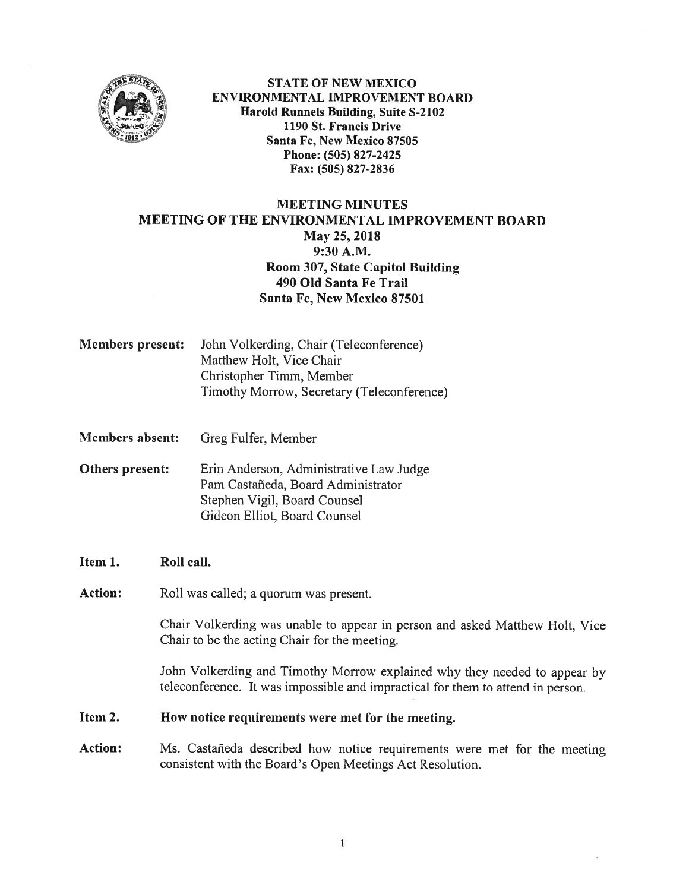**STATE OF NEW MEXICO**
**ENVIRONMENTAL IMPROVEMENT BOARD**
**Harold Runnels Building, Suite S-2102**
**1190 St. Francis Drive**
**Santa Fe, New Mexico 87505**
**Phone: (505) 827-2425**
**Fax: (505) 827-2836**

# MEETING MINUTES
## MEETING OF THE ENVIRONMENTAL IMPROVEMENT BOARD
**May 25, 2018**
**9:30 A.M.**
**Room 307, State Capitol Building**
**490 Old Santa Fe Trail**
**Santa Fe, New Mexico 87501**

**Members present:** John Volkerding, Chair (Teleconference)
Matthew Holt, Vice Chair
Christopher Timm, Member
Timothy Morrow, Secretary (Teleconference)

**Members absent:** Greg Fulfer, Member

**Others present:** Erin Anderson, Administrative Law Judge
Pam Castañeda, Board Administrator
Stephen Vigil, Board Counsel
Gideon Elliot, Board Counsel

**Item 1. Roll call.**

**Action:** Roll was called; a quorum was present.

Chair Volkerding was unable to appear in person and asked Matthew Holt, Vice Chair to be the acting Chair for the meeting.

John Volkerding and Timothy Morrow explained why they needed to appear by teleconference. It was impossible and impractical for them to attend in person.

**Item 2. How notice requirements were met for the meeting.**

**Action:** Ms. Castañeda described how notice requirements were met for the meeting consistent with the Board's Open Meetings Act Resolution.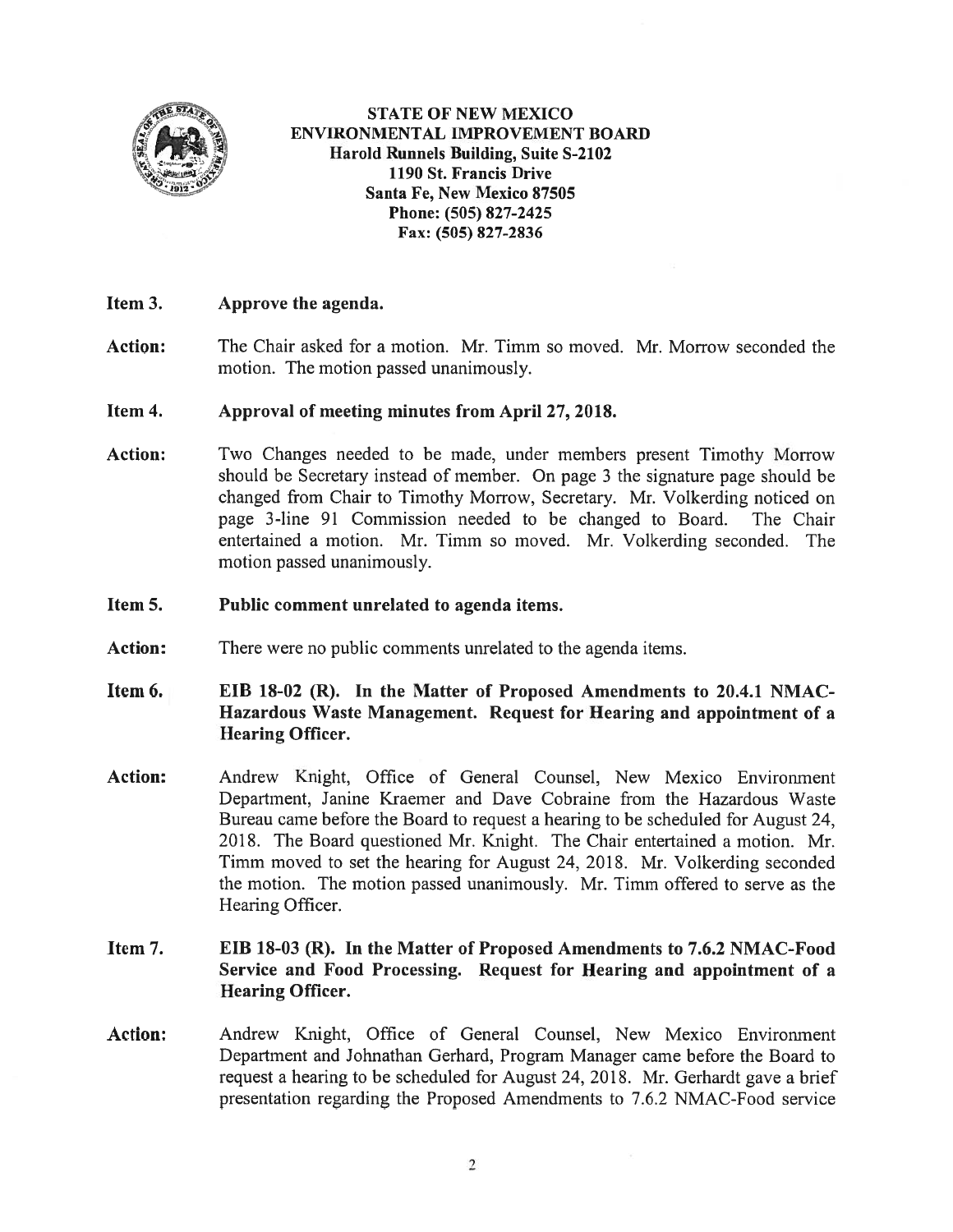**STATE OF NEW MEXICO**
**ENVIRONMENTAL IMPROVEMENT BOARD**
**Harold Runnels Building, Suite S-2102**
**1190 St. Francis Drive**
**Santa Fe, New Mexico 87505**
**Phone: (505) 827-2425**
**Fax: (505) 827-2836**

**Item 3. Approve the agenda.**

**Action:** The Chair asked for a motion. Mr. Timm so moved. Mr. Morrow seconded the motion. The motion passed unanimously.

**Item 4. Approval of meeting minutes from April 27, 2018.**

**Action:** Two Changes needed to be made, under members present Timothy Morrow should be Secretary instead of member. On page 3 the signature page should be changed from Chair to Timothy Morrow, Secretary. Mr. Volkerding noticed on page 3-line 91 Commission needed to be changed to Board. The Chair entertained a motion. Mr. Timm so moved. Mr. Volkerding seconded. The motion passed unanimously.

**Item 5. Public comment unrelated to agenda items.**

**Action:** There were no public comments unrelated to the agenda items.

**Item 6. EIB 18-02 (R). In the Matter of Proposed Amendments to 20.4.1 NMAC-Hazardous Waste Management. Request for Hearing and appointment of a Hearing Officer.**

**Action:** Andrew Knight, Office of General Counsel, New Mexico Environment Department, Janine Kraemer and Dave Cobraine from the Hazardous Waste Bureau came before the Board to request a hearing to be scheduled for August 24, 2018. The Board questioned Mr. Knight. The Chair entertained a motion. Mr. Timm moved to set the hearing for August 24, 2018. Mr. Volkerding seconded the motion. The motion passed unanimously. Mr. Timm offered to serve as the Hearing Officer.

**Item 7. EIB 18-03 (R). In the Matter of Proposed Amendments to 7.6.2 NMAC-Food Service and Food Processing. Request for Hearing and appointment of a Hearing Officer.**

**Action:** Andrew Knight, Office of General Counsel, New Mexico Environment Department and Johnathan Gerhard, Program Manager came before the Board to request a hearing to be scheduled for August 24, 2018. Mr. Gerhardt gave a brief presentation regarding the Proposed Amendments to 7.6.2 NMAC-Food service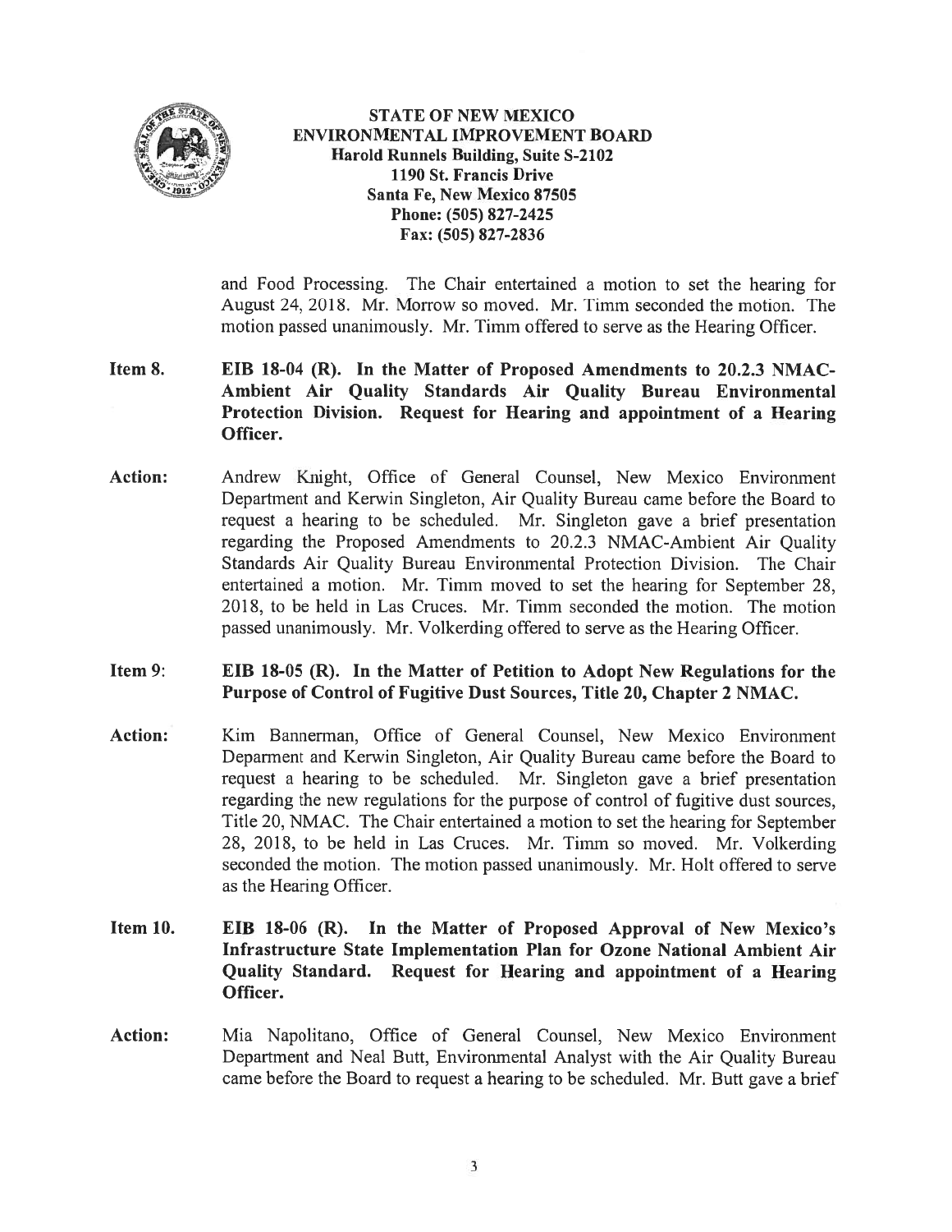**STATE OF NEW MEXICO**
**ENVIRONMENTAL IMPROVEMENT BOARD**
**Harold Runnels Building, Suite S-2102**
**1190 St. Francis Drive**
**Santa Fe, New Mexico 87505**
**Phone: (505) 827-2425**
**Fax: (505) 827-2836**

and Food Processing. The Chair entertained a motion to set the hearing for August 24, 2018. Mr. Morrow so moved. Mr. Timm seconded the motion. The motion passed unanimously. Mr. Timm offered to serve as the Hearing Officer.

**Item 8. EIB 18-04 (R). In the Matter of Proposed Amendments to 20.2.3 NMAC-Ambient Air Quality Standards Air Quality Bureau Environmental Protection Division. Request for Hearing and appointment of a Hearing Officer.**

**Action:** Andrew Knight, Office of General Counsel, New Mexico Environment Department and Kerwin Singleton, Air Quality Bureau came before the Board to request a hearing to be scheduled. Mr. Singleton gave a brief presentation regarding the Proposed Amendments to 20.2.3 NMAC-Ambient Air Quality Standards Air Quality Bureau Environmental Protection Division. The Chair entertained a motion. Mr. Timm moved to set the hearing for September 28, 2018, to be held in Las Cruces. Mr. Timm seconded the motion. The motion passed unanimously. Mr. Volkerding offered to serve as the Hearing Officer.

**Item 9: EIB 18-05 (R). In the Matter of Petition to Adopt New Regulations for the Purpose of Control of Fugitive Dust Sources, Title 20, Chapter 2 NMAC.**

**Action:** Kim Bannerman, Office of General Counsel, New Mexico Environment Deparment and Kerwin Singleton, Air Quality Bureau came before the Board to request a hearing to be scheduled. Mr. Singleton gave a brief presentation regarding the new regulations for the purpose of control of fugitive dust sources, Title 20, NMAC. The Chair entertained a motion to set the hearing for September 28, 2018, to be held in Las Cruces. Mr. Timm so moved. Mr. Volkerding seconded the motion. The motion passed unanimously. Mr. Holt offered to serve as the Hearing Officer.

**Item 10. EIB 18-06 (R). In the Matter of Proposed Approval of New Mexico's Infrastructure State Implementation Plan for Ozone National Ambient Air Quality Standard. Request for Hearing and appointment of a Hearing Officer.**

**Action:** Mia Napolitano, Office of General Counsel, New Mexico Environment Department and Neal Butt, Environmental Analyst with the Air Quality Bureau came before the Board to request a hearing to be scheduled. Mr. Butt gave a brief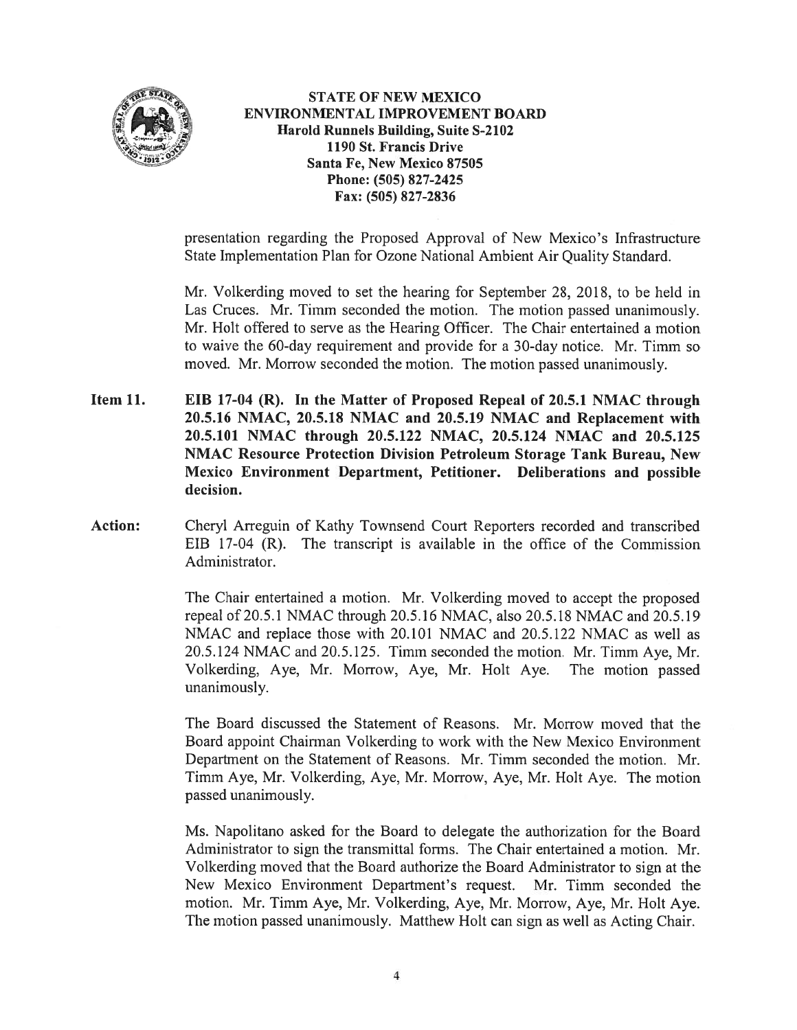**STATE OF NEW MEXICO**
**ENVIRONMENTAL IMPROVEMENT BOARD**
**Harold Runnels Building, Suite S-2102**
**1190 St. Francis Drive**
**Santa Fe, New Mexico 87505**
**Phone: (505) 827-2425**
**Fax: (505) 827-2836**

presentation regarding the Proposed Approval of New Mexico's Infrastructure State Implementation Plan for Ozone National Ambient Air Quality Standard.

Mr. Volkerding moved to set the hearing for September 28, 2018, to be held in Las Cruces. Mr. Timm seconded the motion. The motion passed unanimously. Mr. Holt offered to serve as the Hearing Officer. The Chair entertained a motion to waive the 60-day requirement and provide for a 30-day notice. Mr. Timm so moved. Mr. Morrow seconded the motion. The motion passed unanimously.

**Item 11.** **EIB 17-04 (R). In the Matter of Proposed Repeal of 20.5.1 NMAC through 20.5.16 NMAC, 20.5.18 NMAC and 20.5.19 NMAC and Replacement with 20.5.101 NMAC through 20.5.122 NMAC, 20.5.124 NMAC and 20.5.125 NMAC Resource Protection Division Petroleum Storage Tank Bureau, New Mexico Environment Department, Petitioner. Deliberations and possible decision.**

**Action:** Cheryl Arreguin of Kathy Townsend Court Reporters recorded and transcribed EIB 17-04 (R). The transcript is available in the office of the Commission Administrator.

The Chair entertained a motion. Mr. Volkerding moved to accept the proposed repeal of 20.5.1 NMAC through 20.5.16 NMAC, also 20.5.18 NMAC and 20.5.19 NMAC and replace those with 20.101 NMAC and 20.5.122 NMAC as well as 20.5.124 NMAC and 20.5.125. Timm seconded the motion. Mr. Timm Aye, Mr. Volkerding, Aye, Mr. Morrow, Aye, Mr. Holt Aye. The motion passed unanimously.

The Board discussed the Statement of Reasons. Mr. Morrow moved that the Board appoint Chairman Volkerding to work with the New Mexico Environment Department on the Statement of Reasons. Mr. Timm seconded the motion. Mr. Timm Aye, Mr. Volkerding, Aye, Mr. Morrow, Aye, Mr. Holt Aye. The motion passed unanimously.

Ms. Napolitano asked for the Board to delegate the authorization for the Board Administrator to sign the transmittal forms. The Chair entertained a motion. Mr. Volkerding moved that the Board authorize the Board Administrator to sign at the New Mexico Environment Department's request. Mr. Timm seconded the motion. Mr. Timm Aye, Mr. Volkerding, Aye, Mr. Morrow, Aye, Mr. Holt Aye. The motion passed unanimously. Matthew Holt can sign as well as Acting Chair.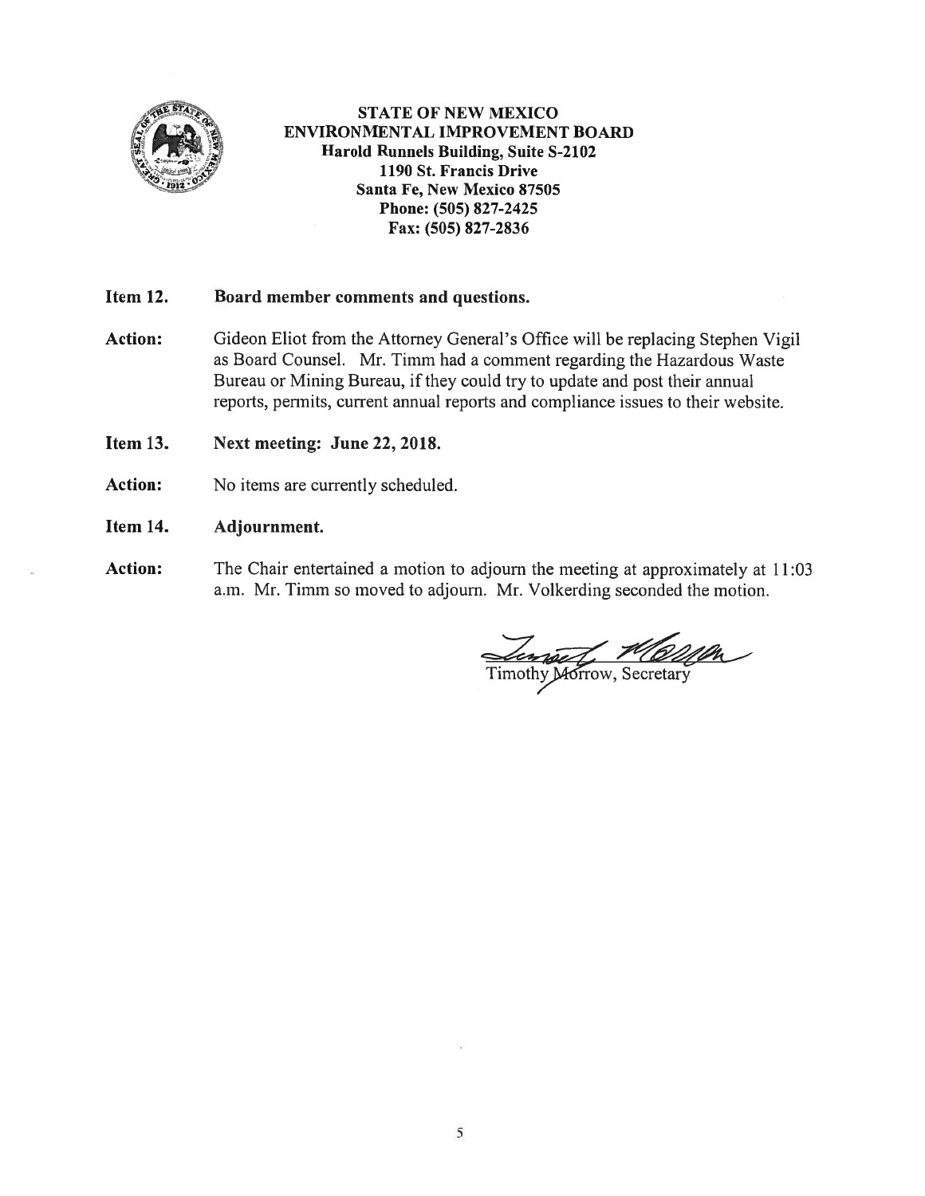**STATE OF NEW MEXICO**
**ENVIRONMENTAL IMPROVEMENT BOARD**
**Harold Runnels Building, Suite S-2102**
**1190 St. Francis Drive**
**Santa Fe, New Mexico 87505**
**Phone: (505) 827-2425**
**Fax: (505) 827-2836**

**Item 12. Board member comments and questions.**

**Action:** Gideon Eliot from the Attorney General's Office will be replacing Stephen Vigil as Board Counsel. Mr. Timm had a comment regarding the Hazardous Waste Bureau or Mining Bureau, if they could try to update and post their annual reports, permits, current annual reports and compliance issues to their website.

**Item 13. Next meeting: June 22, 2018.**

**Action:** No items are currently scheduled.

**Item 14. Adjournment.**

**Action:** The Chair entertained a motion to adjourn the meeting at approximately at 11:03 a.m. Mr. Timm so moved to adjourn. Mr. Volkerding seconded the motion.

Timothy Morrow, Secretary